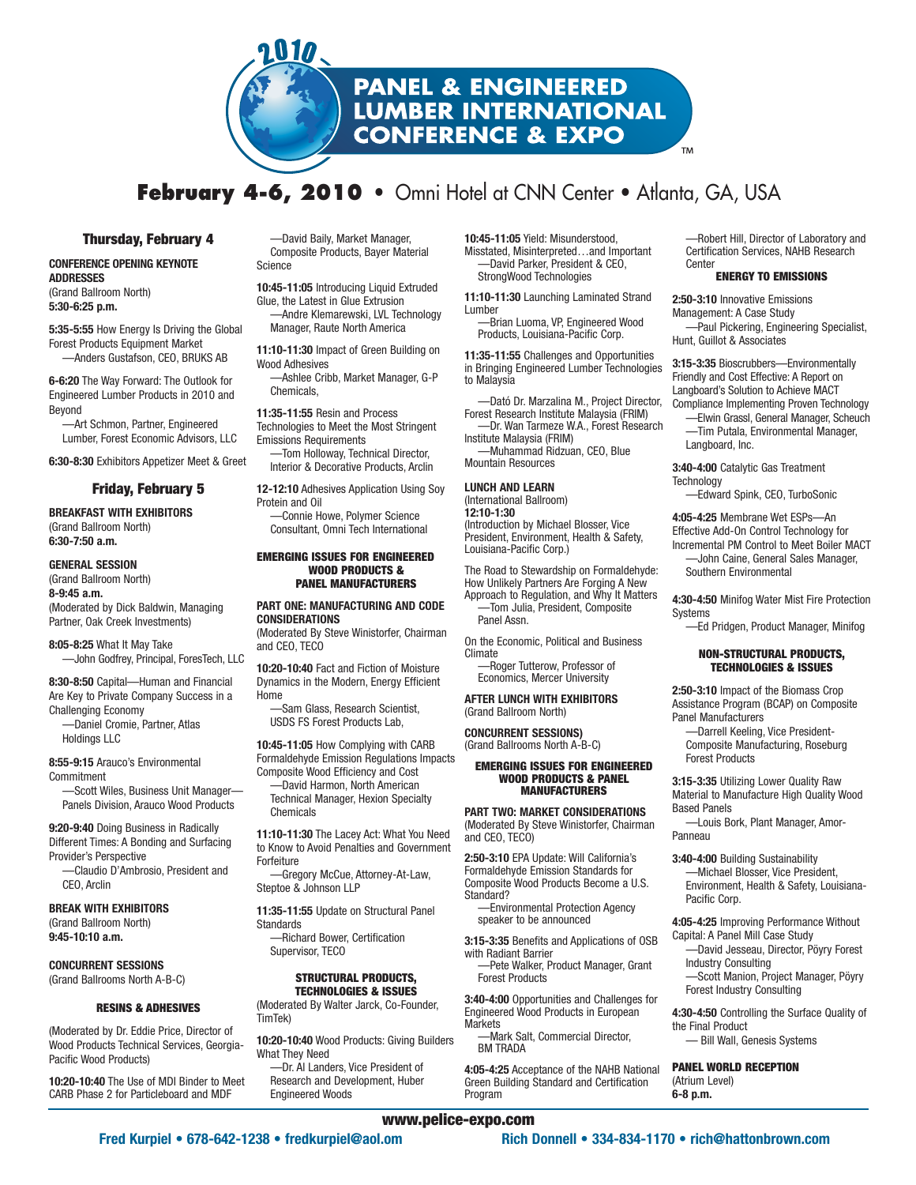# 2010 PANEL & ENGINEERED LUMBER INTERNATIONAL CONFERENCE & EXPO™

## February 4-6, 2010 • Omni Hotel at CNN Center • Atlanta, GA, USA

### Thursday, February 4

**CONFERENCE OPENING KEYNOTE ADDRESSES**
(Grand Ballroom North)
**5:30-6:25 p.m.**

**5:35-5:55** How Energy Is Driving the Global Forest Products Equipment Market
—Anders Gustafson, CEO, BRUKS AB

**6-6:20** The Way Forward: The Outlook for Engineered Lumber Products in 2010 and Beyond
—Art Schmon, Partner, Engineered Lumber, Forest Economic Advisors, LLC

**6:30-8:30** Exhibitors Appetizer Meet & Greet

### Friday, February 5

**BREAKFAST WITH EXHIBITORS**
(Grand Ballroom North)
**6:30-7:50 a.m.**

**GENERAL SESSION**
(Grand Ballroom North)
**8-9:45 a.m.**
(Moderated by Dick Baldwin, Managing Partner, Oak Creek Investments)

**8:05-8:25** What It May Take
—John Godfrey, Principal, ForesTech, LLC

**8:30-8:50** Capital—Human and Financial Are Key to Private Company Success in a Challenging Economy
—Daniel Cromie, Partner, Atlas Holdings LLC

**8:55-9:15** Arauco's Environmental Commitment
—Scott Wiles, Business Unit Manager—Panels Division, Arauco Wood Products

**9:20-9:40** Doing Business in Radically Different Times: A Bonding and Surfacing Provider's Perspective
—Claudio D'Ambrosio, President and CEO, Arclin

**BREAK WITH EXHIBITORS**
(Grand Ballroom North)
**9:45-10:10 a.m.**

**CONCURRENT SESSIONS**
(Grand Ballrooms North A-B-C)

**RESINS & ADHESIVES**

(Moderated by Dr. Eddie Price, Director of Wood Products Technical Services, Georgia-Pacific Wood Products)

**10:20-10:40** The Use of MDI Binder to Meet CARB Phase 2 for Particleboard and MDF
—David Baily, Market Manager, Composite Products, Bayer Material Science

**10:45-11:05** Introducing Liquid Extruded Glue, the Latest in Glue Extrusion
—Andre Klemarewski, LVL Technology Manager, Raute North America

**11:10-11:30** Impact of Green Building on Wood Adhesives
—Ashlee Cribb, Market Manager, G-P Chemicals,

**11:35-11:55** Resin and Process Technologies to Meet the Most Stringent Emissions Requirements
—Tom Holloway, Technical Director, Interior & Decorative Products, Arclin

**12-12:10** Adhesives Application Using Soy Protein and Oil
—Connie Howe, Polymer Science Consultant, Omni Tech International

**EMERGING ISSUES FOR ENGINEERED WOOD PRODUCTS & PANEL MANUFACTURERS**

**PART ONE: MANUFACTURING AND CODE CONSIDERATIONS**
(Moderated By Steve Winistorfer, Chairman and CEO, TECO)

**10:20-10:40** Fact and Fiction of Moisture Dynamics in the Modern, Energy Efficient Home
—Sam Glass, Research Scientist, USDS FS Forest Products Lab,

**10:45-11:05** How Complying with CARB Formaldehyde Emission Regulations Impacts Composite Wood Efficiency and Cost
—David Harmon, North American Technical Manager, Hexion Specialty Chemicals

**11:10-11:30** The Lacey Act: What You Need to Know to Avoid Penalties and Government Forfeiture
—Gregory McCue, Attorney-At-Law, Steptoe & Johnson LLP

**11:35-11:55** Update on Structural Panel Standards
—Richard Bower, Certification Supervisor, TECO

**STRUCTURAL PRODUCTS, TECHNOLOGIES & ISSUES**
(Moderated By Walter Jarck, Co-Founder, TimTek)

**10:20-10:40** Wood Products: Giving Builders What They Need
—Dr. Al Landers, Vice President of Research and Development, Huber Engineered Woods

**10:45-11:05** Yield: Misunderstood, Misstated, Misinterpreted…and Important
—David Parker, President & CEO, StrongWood Technologies

**11:10-11:30** Launching Laminated Strand Lumber
—Brian Luoma, VP, Engineered Wood Products, Louisiana-Pacific Corp.

**11:35-11:55** Challenges and Opportunities in Bringing Engineered Lumber Technologies to Malaysia
—Dató Dr. Marzalina M., Project Director, Forest Research Institute Malaysia (FRIM)
—Dr. Wan Tarmeze W.A., Forest Research Institute Malaysia (FRIM)
—Muhammad Ridzuan, CEO, Blue Mountain Resources

**LUNCH AND LEARN**
(International Ballroom)
**12:10-1:30**
(Introduction by Michael Blosser, Vice President, Environment, Health & Safety, Louisiana-Pacific Corp.)

The Road to Stewardship on Formaldehyde: How Unlikely Partners Are Forging A New Approach to Regulation, and Why It Matters
—Tom Julia, President, Composite Panel Assn.

On the Economic, Political and Business Climate
—Roger Tutterow, Professor of Economics, Mercer University

**AFTER LUNCH WITH EXHIBITORS**
(Grand Ballroom North)

**CONCURRENT SESSIONS)**
(Grand Ballrooms North A-B-C)

**EMERGING ISSUES FOR ENGINEERED WOOD PRODUCTS & PANEL MANUFACTURERS**

**PART TWO: MARKET CONSIDERATIONS**
(Moderated By Steve Winistorfer, Chairman and CEO, TECO)

**2:50-3:10** EPA Update: Will California's Formaldehyde Emission Standards for Composite Wood Products Become a U.S. Standard?
—Environmental Protection Agency speaker to be announced

**3:15-3:35** Benefits and Applications of OSB with Radiant Barrier
—Pete Walker, Product Manager, Grant Forest Products

**3:40-4:00** Opportunities and Challenges for Engineered Wood Products in European Markets
—Mark Salt, Commercial Director, BM TRADA

**4:05-4:25** Acceptance of the NAHB National Green Building Standard and Certification Program
—Robert Hill, Director of Laboratory and Certification Services, NAHB Research Center

**ENERGY TO EMISSIONS**

**2:50-3:10** Innovative Emissions Management: A Case Study
—Paul Pickering, Engineering Specialist, Hunt, Guillot & Associates

**3:15-3:35** Bioscrubbers—Environmentally Friendly and Cost Effective: A Report on Langboard's Solution to Achieve MACT Compliance Implementing Proven Technology
—Elwin Grassl, General Manager, Scheuch
—Tim Putala, Environmental Manager, Langboard, Inc.

**3:40-4:00** Catalytic Gas Treatment Technology
—Edward Spink, CEO, TurboSonic

**4:05-4:25** Membrane Wet ESPs—An Effective Add-On Control Technology for Incremental PM Control to Meet Boiler MACT
—John Caine, General Sales Manager, Southern Environmental

**4:30-4:50** Minifog Water Mist Fire Protection Systems
—Ed Pridgen, Product Manager, Minifog

**NON-STRUCTURAL PRODUCTS, TECHNOLOGIES & ISSUES**

**2:50-3:10** Impact of the Biomass Crop Assistance Program (BCAP) on Composite Panel Manufacturers
—Darrell Keeling, Vice President-Composite Manufacturing, Roseburg Forest Products

**3:15-3:35** Utilizing Lower Quality Raw Material to Manufacture High Quality Wood Based Panels
—Louis Bork, Plant Manager, Amor-Panneau

**3:40-4:00** Building Sustainability
—Michael Blosser, Vice President, Environment, Health & Safety, Louisiana-Pacific Corp.

**4:05-4:25** Improving Performance Without Capital: A Panel Mill Case Study
—David Jesseau, Director, Pöyry Forest Industry Consulting
—Scott Manion, Project Manager, Pöyry Forest Industry Consulting

**4:30-4:50** Controlling the Surface Quality of the Final Product
— Bill Wall, Genesis Systems

**PANEL WORLD RECEPTION**
(Atrium Level)
**6-8 p.m.**

**www.pelice-expo.com**

**Fred Kurpiel • 678-642-1238 • fredkurpiel@aol.com** **Rich Donnell • 334-834-1170 • rich@hattonbrown.com**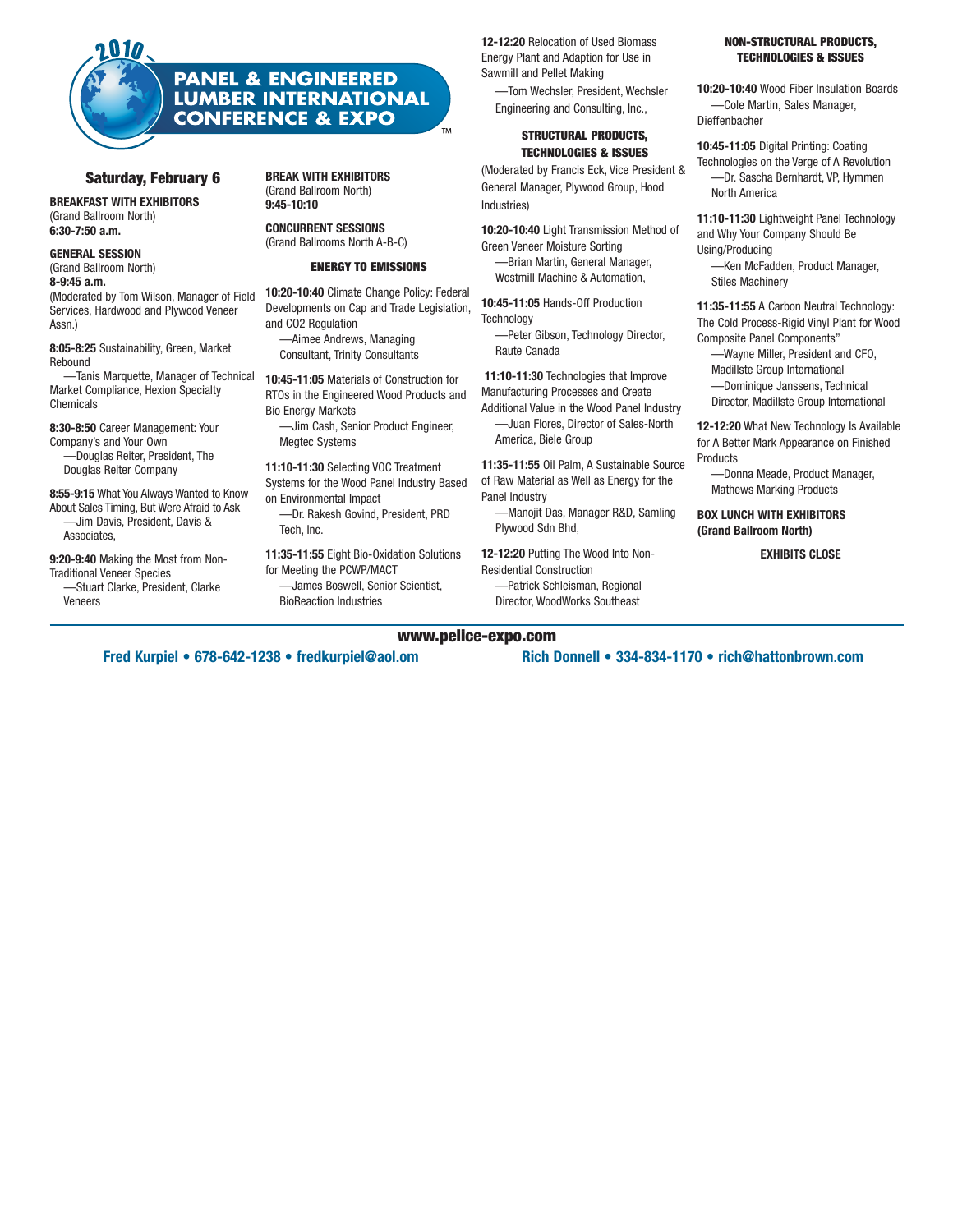# 2010 PANEL & ENGINEERED LUMBER INTERNATIONAL CONFERENCE & EXPO™

## Saturday, February 6

**BREAKFAST WITH EXHIBITORS**
(Grand Ballroom North)
**6:30-7:50 a.m.**

**GENERAL SESSION**
(Grand Ballroom North)
**8-9:45 a.m.**
(Moderated by Tom Wilson, Manager of Field Services, Hardwood and Plywood Veneer Assn.)

**8:05-8:25** Sustainability, Green, Market Rebound
—Tanis Marquette, Manager of Technical Market Compliance, Hexion Specialty Chemicals

**8:30-8:50** Career Management: Your Company's and Your Own
—Douglas Reiter, President, The Douglas Reiter Company

**8:55-9:15** What You Always Wanted to Know About Sales Timing, But Were Afraid to Ask
—Jim Davis, President, Davis & Associates,

**9:20-9:40** Making the Most from Non-Traditional Veneer Species
—Stuart Clarke, President, Clarke Veneers

**BREAK WITH EXHIBITORS**
(Grand Ballroom North)
**9:45-10:10**

**CONCURRENT SESSIONS**
(Grand Ballrooms North A-B-C)

### ENERGY TO EMISSIONS

**10:20-10:40** Climate Change Policy: Federal Developments on Cap and Trade Legislation, and CO2 Regulation
—Aimee Andrews, Managing Consultant, Trinity Consultants

**10:45-11:05** Materials of Construction for RTOs in the Engineered Wood Products and Bio Energy Markets
—Jim Cash, Senior Product Engineer, Megtec Systems

**11:10-11:30** Selecting VOC Treatment Systems for the Wood Panel Industry Based on Environmental Impact
—Dr. Rakesh Govind, President, PRD Tech, Inc.

**11:35-11:55** Eight Bio-Oxidation Solutions for Meeting the PCWP/MACT
—James Boswell, Senior Scientist, BioReaction Industries

**12-12:20** Relocation of Used Biomass Energy Plant and Adaption for Use in Sawmill and Pellet Making
—Tom Wechsler, President, Wechsler Engineering and Consulting, Inc.,

### STRUCTURAL PRODUCTS, TECHNOLOGIES & ISSUES

(Moderated by Francis Eck, Vice President & General Manager, Plywood Group, Hood Industries)

**10:20-10:40** Light Transmission Method of Green Veneer Moisture Sorting
—Brian Martin, General Manager, Westmill Machine & Automation,

**10:45-11:05** Hands-Off Production Technology
—Peter Gibson, Technology Director, Raute Canada

**11:10-11:30** Technologies that Improve Manufacturing Processes and Create Additional Value in the Wood Panel Industry
—Juan Flores, Director of Sales-North America, Biele Group

**11:35-11:55** Oil Palm, A Sustainable Source of Raw Material as Well as Energy for the Panel Industry
—Manojit Das, Manager R&D, Samling Plywood Sdn Bhd,

**12-12:20** Putting The Wood Into Non-Residential Construction
—Patrick Schleisman, Regional Director, WoodWorks Southeast

### NON-STRUCTURAL PRODUCTS, TECHNOLOGIES & ISSUES

**10:20-10:40** Wood Fiber Insulation Boards
—Cole Martin, Sales Manager, Dieffenbacher

**10:45-11:05** Digital Printing: Coating Technologies on the Verge of A Revolution
—Dr. Sascha Bernhardt, VP, Hymmen North America

**11:10-11:30** Lightweight Panel Technology and Why Your Company Should Be Using/Producing
—Ken McFadden, Product Manager, Stiles Machinery

**11:35-11:55** A Carbon Neutral Technology: The Cold Process-Rigid Vinyl Plant for Wood Composite Panel Components"
—Wayne Miller, President and CFO, Madillste Group International
—Dominique Janssens, Technical Director, Madillste Group International

**12-12:20** What New Technology Is Available for A Better Mark Appearance on Finished Products
—Donna Meade, Product Manager, Mathews Marking Products

**BOX LUNCH WITH EXHIBITORS**
**(Grand Ballroom North)**

**EXHIBITS CLOSE**

**www.pelice-expo.com**

**Fred Kurpiel • 678-642-1238 • fredkurpiel@aol.com**  **Rich Donnell • 334-834-1170 • rich@hattonbrown.com**